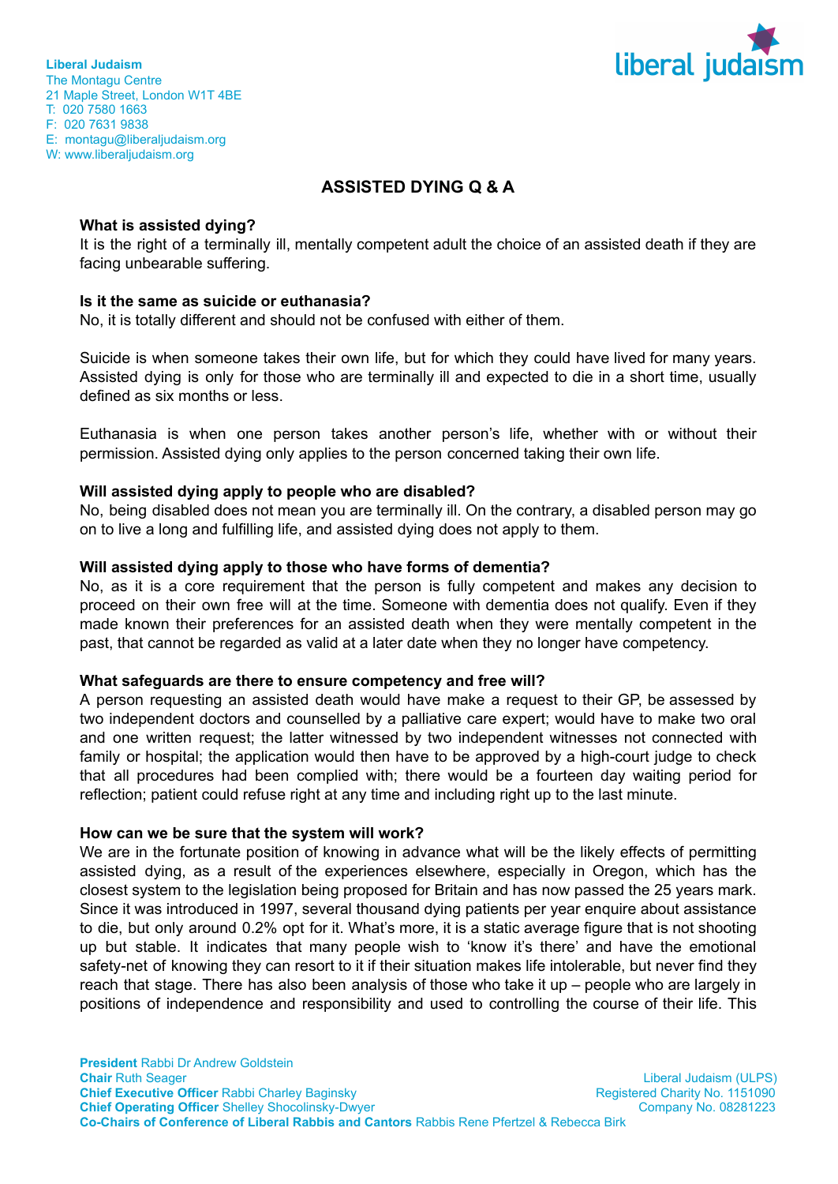**Liberal Judaism**
The Montagu Centre
21 Maple Street, London W1T 4BE
T: 020 7580 1663
F: 020 7631 9838
E: montagu@liberaljudaism.org
W: www.liberaljudaism.org

# ASSISTED DYING Q & A

**What is assisted dying?**
It is the right of a terminally ill, mentally competent adult the choice of an assisted death if they are facing unbearable suffering.

**Is it the same as suicide or euthanasia?**
No, it is totally different and should not be confused with either of them.

Suicide is when someone takes their own life, but for which they could have lived for many years. Assisted dying is only for those who are terminally ill and expected to die in a short time, usually defined as six months or less.

Euthanasia is when one person takes another person's life, whether with or without their permission. Assisted dying only applies to the person concerned taking their own life.

**Will assisted dying apply to people who are disabled?**
No, being disabled does not mean you are terminally ill. On the contrary, a disabled person may go on to live a long and fulfilling life, and assisted dying does not apply to them.

**Will assisted dying apply to those who have forms of dementia?**
No, as it is a core requirement that the person is fully competent and makes any decision to proceed on their own free will at the time. Someone with dementia does not qualify. Even if they made known their preferences for an assisted death when they were mentally competent in the past, that cannot be regarded as valid at a later date when they no longer have competency.

**What safeguards are there to ensure competency and free will?**
A person requesting an assisted death would have make a request to their GP, be assessed by two independent doctors and counselled by a palliative care expert; would have to make two oral and one written request; the latter witnessed by two independent witnesses not connected with family or hospital; the application would then have to be approved by a high-court judge to check that all procedures had been complied with; there would be a fourteen day waiting period for reflection; patient could refuse right at any time and including right up to the last minute.

**How can we be sure that the system will work?**
We are in the fortunate position of knowing in advance what will be the likely effects of permitting assisted dying, as a result of the experiences elsewhere, especially in Oregon, which has the closest system to the legislation being proposed for Britain and has now passed the 25 years mark. Since it was introduced in 1997, several thousand dying patients per year enquire about assistance to die, but only around 0.2% opt for it. What's more, it is a static average figure that is not shooting up but stable. It indicates that many people wish to 'know it's there' and have the emotional safety-net of knowing they can resort to it if their situation makes life intolerable, but never find they reach that stage. There has also been analysis of those who take it up – people who are largely in positions of independence and responsibility and used to controlling the course of their life. This

**President** Rabbi Dr Andrew Goldstein
**Chair** Ruth Seager
**Chief Executive Officer** Rabbi Charley Baginsky
**Chief Operating Officer** Shelley Shocolinsky-Dwyer
**Co-Chairs of Conference of Liberal Rabbis and Cantors** Rabbis Rene Pfertzel & Rebecca Birk

Liberal Judaism (ULPS)
Registered Charity No. 1151090
Company No. 08281223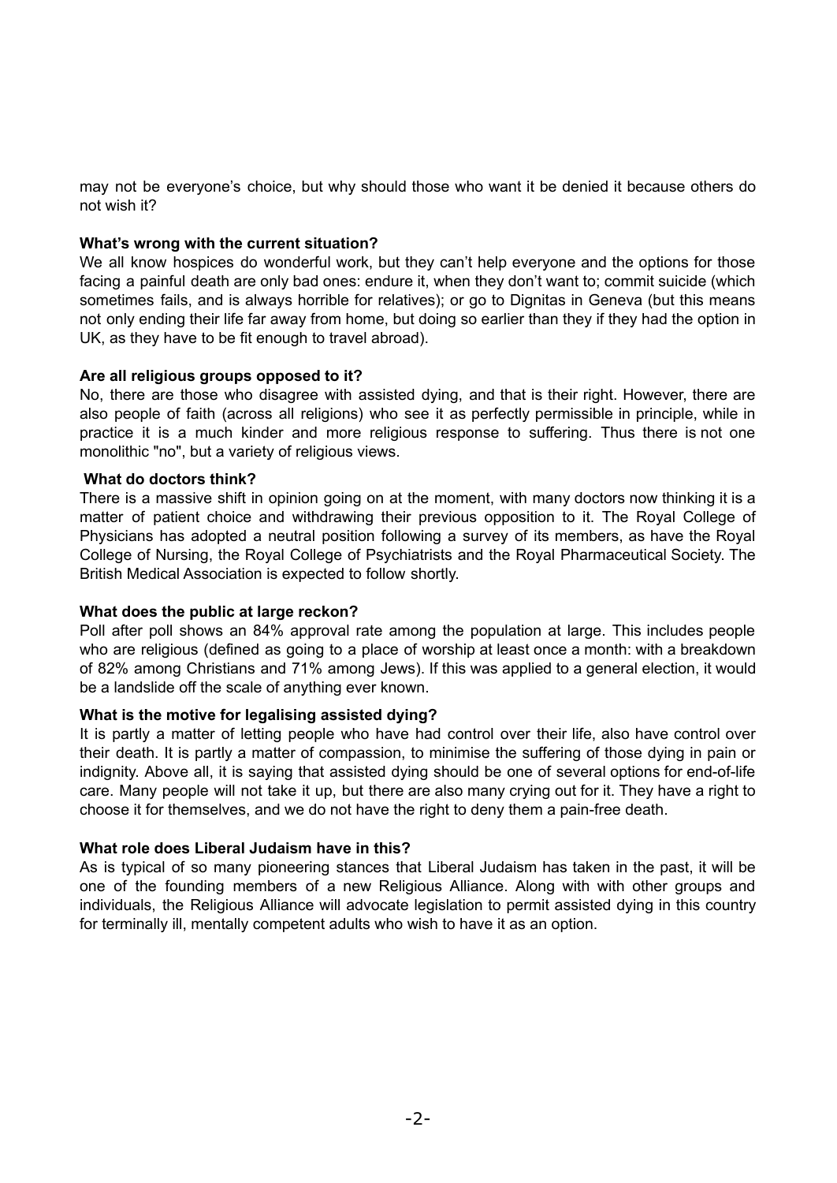may not be everyone's choice, but why should those who want it be denied it because others do not wish it?

**What's wrong with the current situation?**

We all know hospices do wonderful work, but they can't help everyone and the options for those facing a painful death are only bad ones: endure it, when they don't want to; commit suicide (which sometimes fails, and is always horrible for relatives); or go to Dignitas in Geneva (but this means not only ending their life far away from home, but doing so earlier than they if they had the option in UK, as they have to be fit enough to travel abroad).

**Are all religious groups opposed to it?**

No, there are those who disagree with assisted dying, and that is their right. However, there are also people of faith (across all religions) who see it as perfectly permissible in principle, while in practice it is a much kinder and more religious response to suffering. Thus there is not one monolithic "no", but a variety of religious views.

**What do doctors think?**

There is a massive shift in opinion going on at the moment, with many doctors now thinking it is a matter of patient choice and withdrawing their previous opposition to it. The Royal College of Physicians has adopted a neutral position following a survey of its members, as have the Royal College of Nursing, the Royal College of Psychiatrists and the Royal Pharmaceutical Society. The British Medical Association is expected to follow shortly.

**What does the public at large reckon?**

Poll after poll shows an 84% approval rate among the population at large. This includes people who are religious (defined as going to a place of worship at least once a month: with a breakdown of 82% among Christians and 71% among Jews). If this was applied to a general election, it would be a landslide off the scale of anything ever known.

**What is the motive for legalising assisted dying?**

It is partly a matter of letting people who have had control over their life, also have control over their death. It is partly a matter of compassion, to minimise the suffering of those dying in pain or indignity. Above all, it is saying that assisted dying should be one of several options for end-of-life care. Many people will not take it up, but there are also many crying out for it. They have a right to choose it for themselves, and we do not have the right to deny them a pain-free death.

**What role does Liberal Judaism have in this?**

As is typical of so many pioneering stances that Liberal Judaism has taken in the past, it will be one of the founding members of a new Religious Alliance. Along with with other groups and individuals, the Religious Alliance will advocate legislation to permit assisted dying in this country for terminally ill, mentally competent adults who wish to have it as an option.